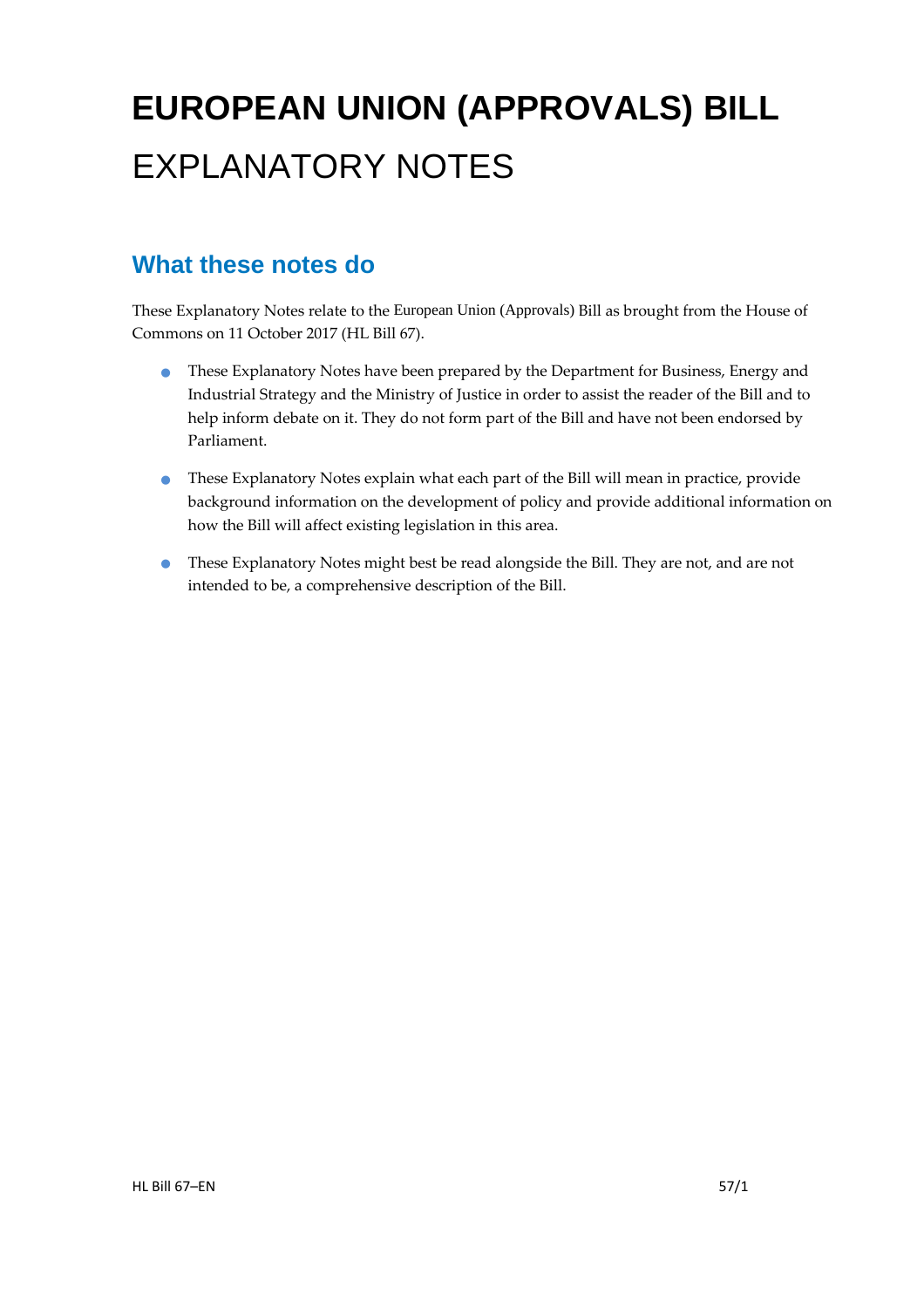# EUROPEAN UNION (APPROVALS) BILL

# EXPLANATORY NOTES

## What these notes do

These Explanatory Notes relate to the European Union (Approvals) Bill as brought from the House of Commons on 11 October 2017 (HL Bill 67).

- These Explanatory Notes have been prepared by the Department for Business, Energy and Industrial Strategy and the Ministry of Justice in order to assist the reader of the Bill and to help inform debate on it. They do not form part of the Bill and have not been endorsed by Parliament.
- These Explanatory Notes explain what each part of the Bill will mean in practice, provide background information on the development of policy and provide additional information on how the Bill will affect existing legislation in this area.
- These Explanatory Notes might best be read alongside the Bill. They are not, and are not intended to be, a comprehensive description of the Bill.

HL Bill 67–EN 57/1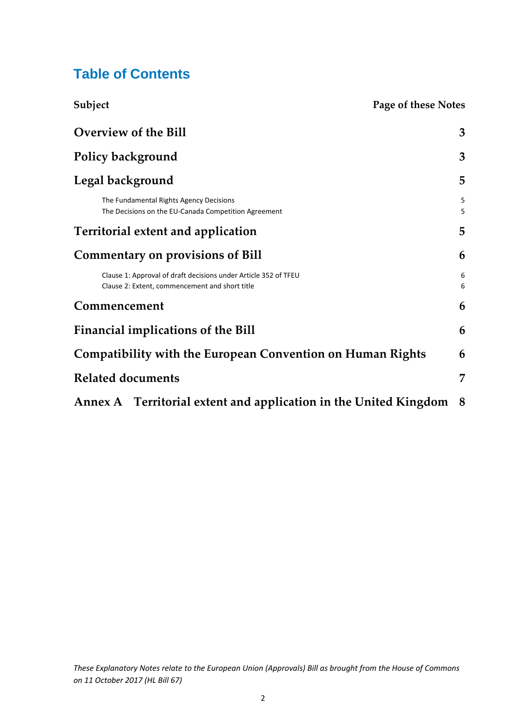# Table of Contents

| Subject | Page of these Notes |
|---|---|
| **Overview of the Bill** | **3** |
| **Policy background** | **3** |
| **Legal background** | **5** |
| The Fundamental Rights Agency Decisions | 5 |
| The Decisions on the EU-Canada Competition Agreement | 5 |
| **Territorial extent and application** | **5** |
| **Commentary on provisions of Bill** | **6** |
| Clause 1: Approval of draft decisions under Article 352 of TFEU | 6 |
| Clause 2: Extent, commencement and short title | 6 |
| **Commencement** | **6** |
| **Financial implications of the Bill** | **6** |
| **Compatibility with the European Convention on Human Rights** | **6** |
| **Related documents** | **7** |
| **Annex A Territorial extent and application in the United Kingdom** | **8** |

*These Explanatory Notes relate to the European Union (Approvals) Bill as brought from the House of Commons on 11 October 2017 (HL Bill 67)*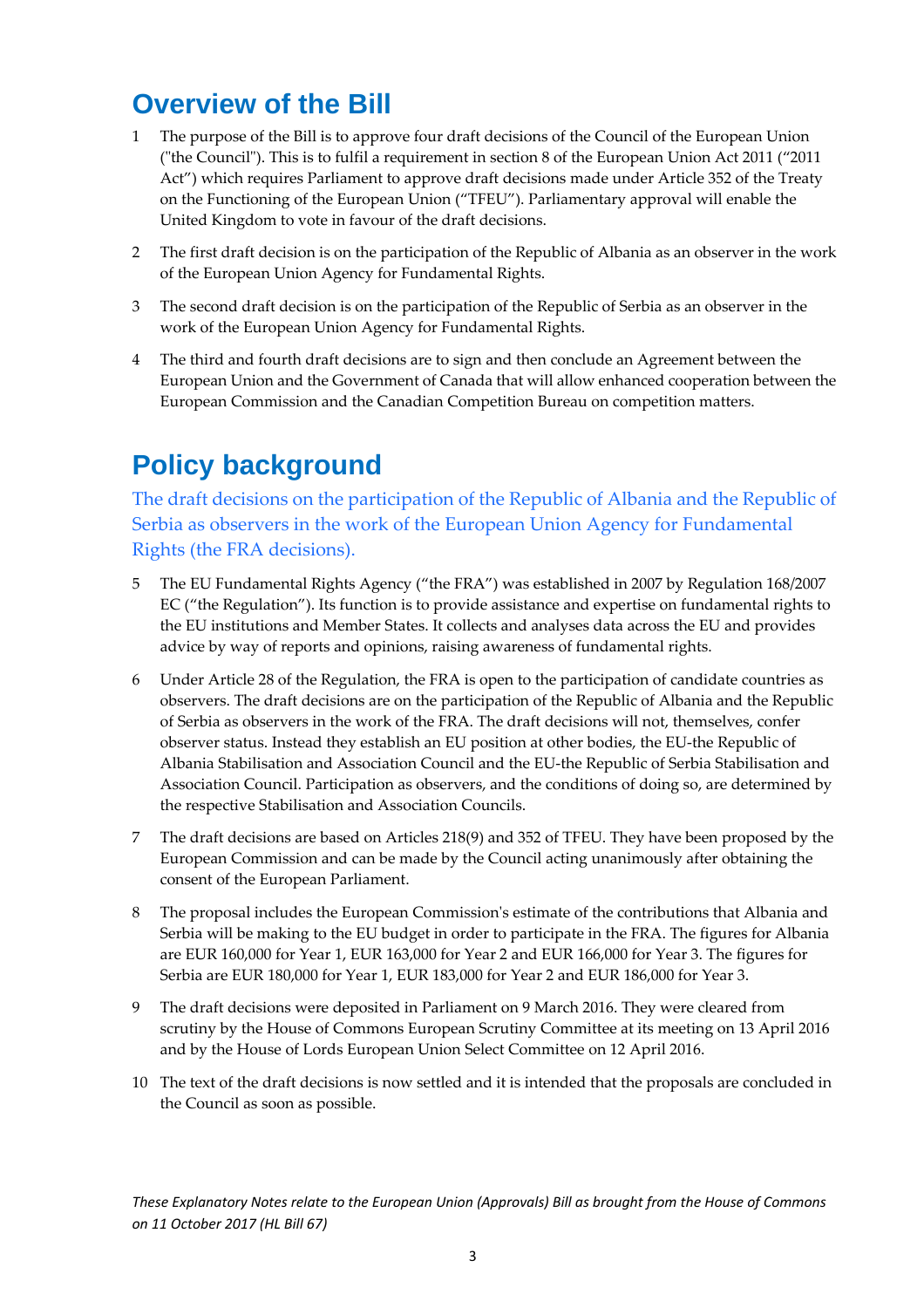# Overview of the Bill

1 The purpose of the Bill is to approve four draft decisions of the Council of the European Union ("the Council"). This is to fulfil a requirement in section 8 of the European Union Act 2011 ("2011 Act") which requires Parliament to approve draft decisions made under Article 352 of the Treaty on the Functioning of the European Union ("TFEU"). Parliamentary approval will enable the United Kingdom to vote in favour of the draft decisions.

2 The first draft decision is on the participation of the Republic of Albania as an observer in the work of the European Union Agency for Fundamental Rights.

3 The second draft decision is on the participation of the Republic of Serbia as an observer in the work of the European Union Agency for Fundamental Rights.

4 The third and fourth draft decisions are to sign and then conclude an Agreement between the European Union and the Government of Canada that will allow enhanced cooperation between the European Commission and the Canadian Competition Bureau on competition matters.

# Policy background

## The draft decisions on the participation of the Republic of Albania and the Republic of Serbia as observers in the work of the European Union Agency for Fundamental Rights (the FRA decisions).

5 The EU Fundamental Rights Agency ("the FRA") was established in 2007 by Regulation 168/2007 EC ("the Regulation"). Its function is to provide assistance and expertise on fundamental rights to the EU institutions and Member States. It collects and analyses data across the EU and provides advice by way of reports and opinions, raising awareness of fundamental rights.

6 Under Article 28 of the Regulation, the FRA is open to the participation of candidate countries as observers. The draft decisions are on the participation of the Republic of Albania and the Republic of Serbia as observers in the work of the FRA. The draft decisions will not, themselves, confer observer status. Instead they establish an EU position at other bodies, the EU-the Republic of Albania Stabilisation and Association Council and the EU-the Republic of Serbia Stabilisation and Association Council. Participation as observers, and the conditions of doing so, are determined by the respective Stabilisation and Association Councils.

7 The draft decisions are based on Articles 218(9) and 352 of TFEU. They have been proposed by the European Commission and can be made by the Council acting unanimously after obtaining the consent of the European Parliament.

8 The proposal includes the European Commission's estimate of the contributions that Albania and Serbia will be making to the EU budget in order to participate in the FRA. The figures for Albania are EUR 160,000 for Year 1, EUR 163,000 for Year 2 and EUR 166,000 for Year 3. The figures for Serbia are EUR 180,000 for Year 1, EUR 183,000 for Year 2 and EUR 186,000 for Year 3.

9 The draft decisions were deposited in Parliament on 9 March 2016. They were cleared from scrutiny by the House of Commons European Scrutiny Committee at its meeting on 13 April 2016 and by the House of Lords European Union Select Committee on 12 April 2016.

10 The text of the draft decisions is now settled and it is intended that the proposals are concluded in the Council as soon as possible.

*These Explanatory Notes relate to the European Union (Approvals) Bill as brought from the House of Commons on 11 October 2017 (HL Bill 67)*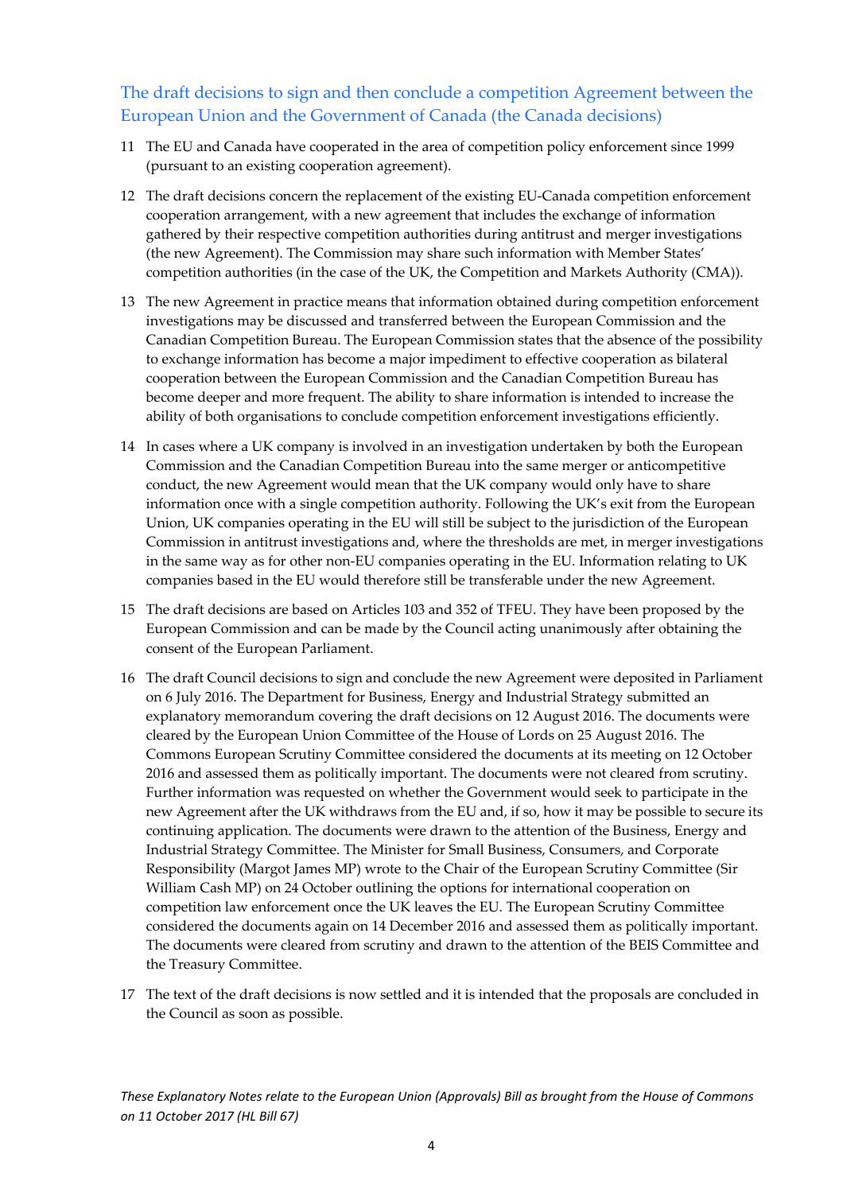## The draft decisions to sign and then conclude a competition Agreement between the European Union and the Government of Canada (the Canada decisions)

11 The EU and Canada have cooperated in the area of competition policy enforcement since 1999 (pursuant to an existing cooperation agreement).

12 The draft decisions concern the replacement of the existing EU-Canada competition enforcement cooperation arrangement, with a new agreement that includes the exchange of information gathered by their respective competition authorities during antitrust and merger investigations (the new Agreement). The Commission may share such information with Member States' competition authorities (in the case of the UK, the Competition and Markets Authority (CMA)).

13 The new Agreement in practice means that information obtained during competition enforcement investigations may be discussed and transferred between the European Commission and the Canadian Competition Bureau. The European Commission states that the absence of the possibility to exchange information has become a major impediment to effective cooperation as bilateral cooperation between the European Commission and the Canadian Competition Bureau has become deeper and more frequent. The ability to share information is intended to increase the ability of both organisations to conclude competition enforcement investigations efficiently.

14 In cases where a UK company is involved in an investigation undertaken by both the European Commission and the Canadian Competition Bureau into the same merger or anticompetitive conduct, the new Agreement would mean that the UK company would only have to share information once with a single competition authority. Following the UK's exit from the European Union, UK companies operating in the EU will still be subject to the jurisdiction of the European Commission in antitrust investigations and, where the thresholds are met, in merger investigations in the same way as for other non-EU companies operating in the EU. Information relating to UK companies based in the EU would therefore still be transferable under the new Agreement.

15 The draft decisions are based on Articles 103 and 352 of TFEU. They have been proposed by the European Commission and can be made by the Council acting unanimously after obtaining the consent of the European Parliament.

16 The draft Council decisions to sign and conclude the new Agreement were deposited in Parliament on 6 July 2016. The Department for Business, Energy and Industrial Strategy submitted an explanatory memorandum covering the draft decisions on 12 August 2016. The documents were cleared by the European Union Committee of the House of Lords on 25 August 2016. The Commons European Scrutiny Committee considered the documents at its meeting on 12 October 2016 and assessed them as politically important. The documents were not cleared from scrutiny. Further information was requested on whether the Government would seek to participate in the new Agreement after the UK withdraws from the EU and, if so, how it may be possible to secure its continuing application. The documents were drawn to the attention of the Business, Energy and Industrial Strategy Committee. The Minister for Small Business, Consumers, and Corporate Responsibility (Margot James MP) wrote to the Chair of the European Scrutiny Committee (Sir William Cash MP) on 24 October outlining the options for international cooperation on competition law enforcement once the UK leaves the EU. The European Scrutiny Committee considered the documents again on 14 December 2016 and assessed them as politically important. The documents were cleared from scrutiny and drawn to the attention of the BEIS Committee and the Treasury Committee.

17 The text of the draft decisions is now settled and it is intended that the proposals are concluded in the Council as soon as possible.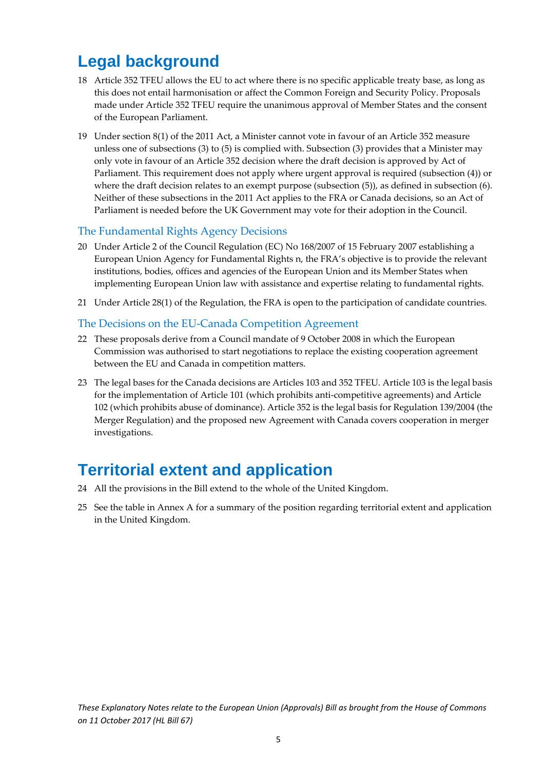# Legal background

18 Article 352 TFEU allows the EU to act where there is no specific applicable treaty base, as long as this does not entail harmonisation or affect the Common Foreign and Security Policy. Proposals made under Article 352 TFEU require the unanimous approval of Member States and the consent of the European Parliament.

19 Under section 8(1) of the 2011 Act, a Minister cannot vote in favour of an Article 352 measure unless one of subsections (3) to (5) is complied with. Subsection (3) provides that a Minister may only vote in favour of an Article 352 decision where the draft decision is approved by Act of Parliament. This requirement does not apply where urgent approval is required (subsection (4)) or where the draft decision relates to an exempt purpose (subsection (5)), as defined in subsection (6). Neither of these subsections in the 2011 Act applies to the FRA or Canada decisions, so an Act of Parliament is needed before the UK Government may vote for their adoption in the Council.

## The Fundamental Rights Agency Decisions

20 Under Article 2 of the Council Regulation (EC) No 168/2007 of 15 February 2007 establishing a European Union Agency for Fundamental Rights n, the FRA's objective is to provide the relevant institutions, bodies, offices and agencies of the European Union and its Member States when implementing European Union law with assistance and expertise relating to fundamental rights.

21 Under Article 28(1) of the Regulation, the FRA is open to the participation of candidate countries.

## The Decisions on the EU-Canada Competition Agreement

22 These proposals derive from a Council mandate of 9 October 2008 in which the European Commission was authorised to start negotiations to replace the existing cooperation agreement between the EU and Canada in competition matters.

23 The legal bases for the Canada decisions are Articles 103 and 352 TFEU. Article 103 is the legal basis for the implementation of Article 101 (which prohibits anti-competitive agreements) and Article 102 (which prohibits abuse of dominance). Article 352 is the legal basis for Regulation 139/2004 (the Merger Regulation) and the proposed new Agreement with Canada covers cooperation in merger investigations.

# Territorial extent and application

24 All the provisions in the Bill extend to the whole of the United Kingdom.

25 See the table in Annex A for a summary of the position regarding territorial extent and application in the United Kingdom.

*These Explanatory Notes relate to the European Union (Approvals) Bill as brought from the House of Commons on 11 October 2017 (HL Bill 67)*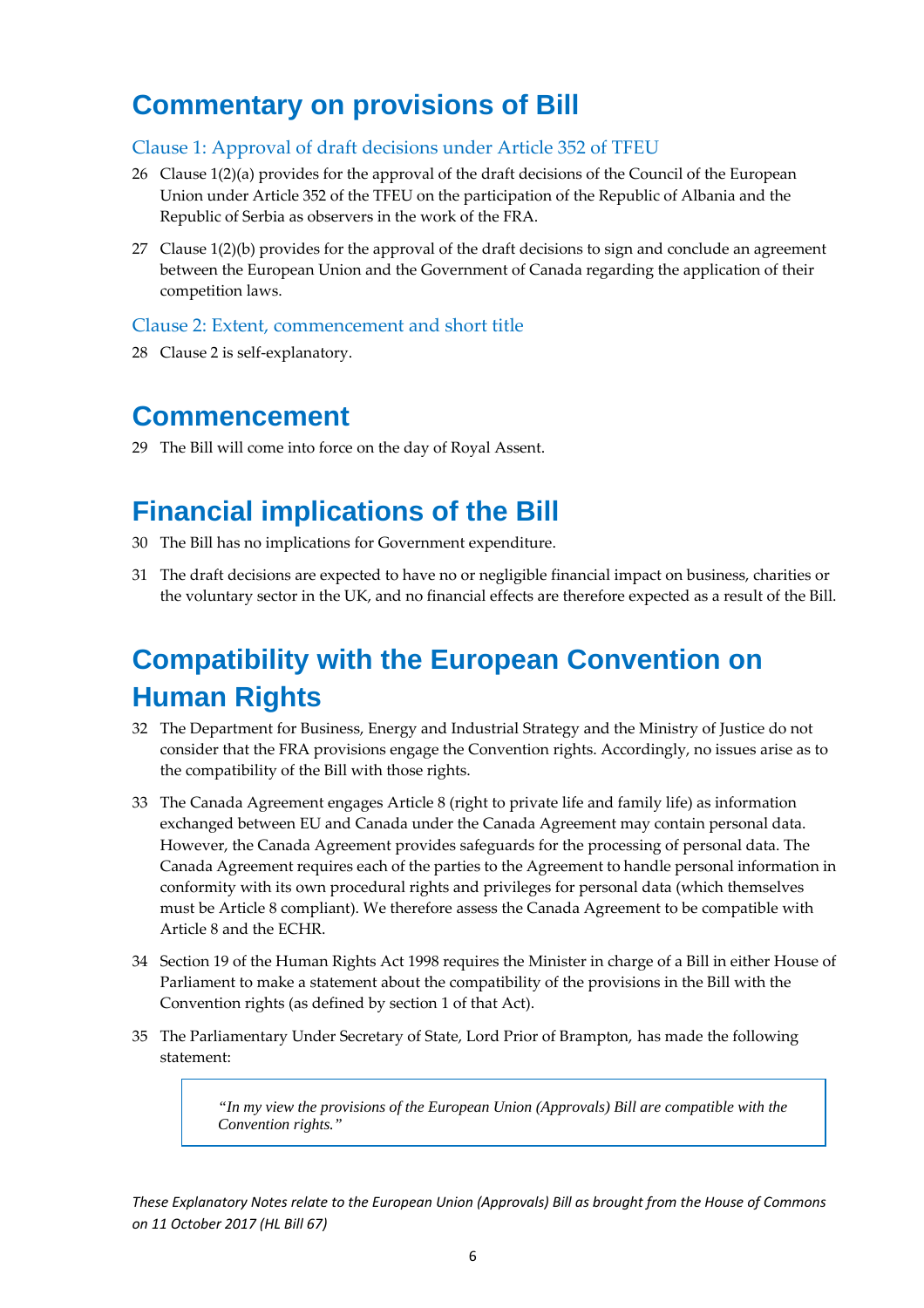# Commentary on provisions of Bill

## Clause 1: Approval of draft decisions under Article 352 of TFEU

26 Clause 1(2)(a) provides for the approval of the draft decisions of the Council of the European Union under Article 352 of the TFEU on the participation of the Republic of Albania and the Republic of Serbia as observers in the work of the FRA.

27 Clause 1(2)(b) provides for the approval of the draft decisions to sign and conclude an agreement between the European Union and the Government of Canada regarding the application of their competition laws.

## Clause 2: Extent, commencement and short title

28 Clause 2 is self-explanatory.

# Commencement

29 The Bill will come into force on the day of Royal Assent.

# Financial implications of the Bill

30 The Bill has no implications for Government expenditure.

31 The draft decisions are expected to have no or negligible financial impact on business, charities or the voluntary sector in the UK, and no financial effects are therefore expected as a result of the Bill.

# Compatibility with the European Convention on Human Rights

32 The Department for Business, Energy and Industrial Strategy and the Ministry of Justice do not consider that the FRA provisions engage the Convention rights. Accordingly, no issues arise as to the compatibility of the Bill with those rights.

33 The Canada Agreement engages Article 8 (right to private life and family life) as information exchanged between EU and Canada under the Canada Agreement may contain personal data. However, the Canada Agreement provides safeguards for the processing of personal data. The Canada Agreement requires each of the parties to the Agreement to handle personal information in conformity with its own procedural rights and privileges for personal data (which themselves must be Article 8 compliant). We therefore assess the Canada Agreement to be compatible with Article 8 and the ECHR.

34 Section 19 of the Human Rights Act 1998 requires the Minister in charge of a Bill in either House of Parliament to make a statement about the compatibility of the provisions in the Bill with the Convention rights (as defined by section 1 of that Act).

35 The Parliamentary Under Secretary of State, Lord Prior of Brampton, has made the following statement:

> *"In my view the provisions of the European Union (Approvals) Bill are compatible with the Convention rights."*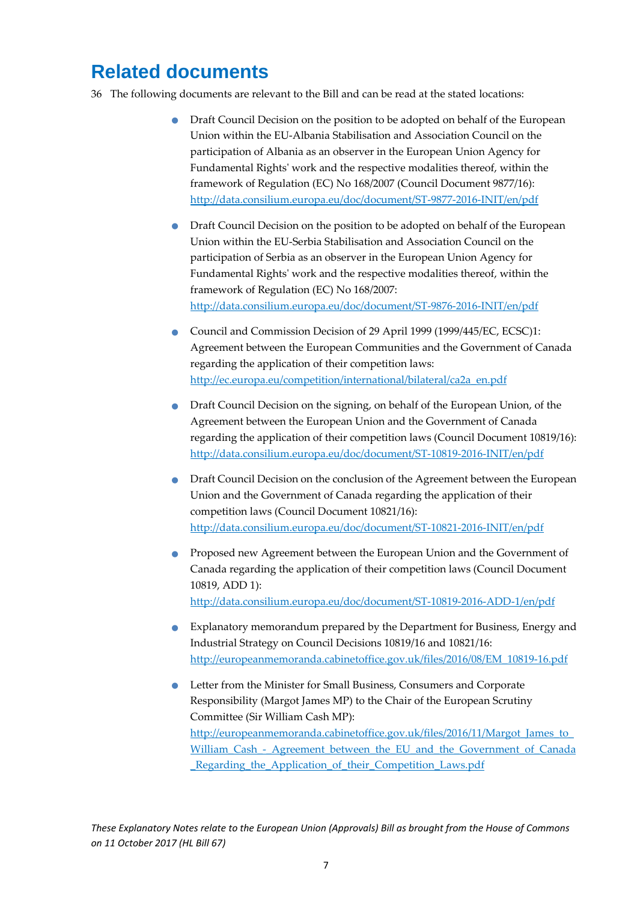## Related documents

36 The following documents are relevant to the Bill and can be read at the stated locations:

- Draft Council Decision on the position to be adopted on behalf of the European Union within the EU-Albania Stabilisation and Association Council on the participation of Albania as an observer in the European Union Agency for Fundamental Rights' work and the respective modalities thereof, within the framework of Regulation (EC) No 168/2007 (Council Document 9877/16): http://data.consilium.europa.eu/doc/document/ST-9877-2016-INIT/en/pdf

- Draft Council Decision on the position to be adopted on behalf of the European Union within the EU-Serbia Stabilisation and Association Council on the participation of Serbia as an observer in the European Union Agency for Fundamental Rights' work and the respective modalities thereof, within the framework of Regulation (EC) No 168/2007: http://data.consilium.europa.eu/doc/document/ST-9876-2016-INIT/en/pdf

- Council and Commission Decision of 29 April 1999 (1999/445/EC, ECSC)1: Agreement between the European Communities and the Government of Canada regarding the application of their competition laws: http://ec.europa.eu/competition/international/bilateral/ca2a_en.pdf

- Draft Council Decision on the signing, on behalf of the European Union, of the Agreement between the European Union and the Government of Canada regarding the application of their competition laws (Council Document 10819/16): http://data.consilium.europa.eu/doc/document/ST-10819-2016-INIT/en/pdf

- Draft Council Decision on the conclusion of the Agreement between the European Union and the Government of Canada regarding the application of their competition laws (Council Document 10821/16): http://data.consilium.europa.eu/doc/document/ST-10821-2016-INIT/en/pdf

- Proposed new Agreement between the European Union and the Government of Canada regarding the application of their competition laws (Council Document 10819, ADD 1): http://data.consilium.europa.eu/doc/document/ST-10819-2016-ADD-1/en/pdf

- Explanatory memorandum prepared by the Department for Business, Energy and Industrial Strategy on Council Decisions 10819/16 and 10821/16: http://europeanmemoranda.cabinetoffice.gov.uk/files/2016/08/EM_10819-16.pdf

- Letter from the Minister for Small Business, Consumers and Corporate Responsibility (Margot James MP) to the Chair of the European Scrutiny Committee (Sir William Cash MP): http://europeanmemoranda.cabinetoffice.gov.uk/files/2016/11/Margot_James_to_William_Cash_-_Agreement_between_the_EU_and_the_Government_of_Canada_Regarding_the_Application_of_their_Competition_Laws.pdf

*These Explanatory Notes relate to the European Union (Approvals) Bill as brought from the House of Commons on 11 October 2017 (HL Bill 67)*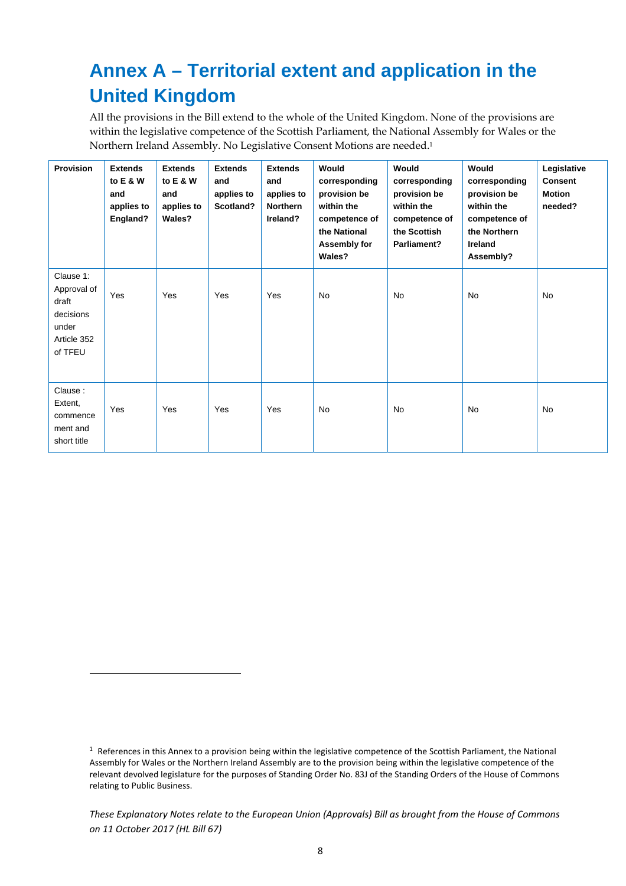# Annex A – Territorial extent and application in the United Kingdom

All the provisions in the Bill extend to the whole of the United Kingdom. None of the provisions are within the legislative competence of the Scottish Parliament, the National Assembly for Wales or the Northern Ireland Assembly. No Legislative Consent Motions are needed.[1]

| Provision | Extends to E & W and applies to England? | Extends to E & W and applies to Wales? | Extends and applies to Scotland? | Extends and applies to Northern Ireland? | Would corresponding provision be within the competence of the National Assembly for Wales? | Would corresponding provision be within the competence of the Scottish Parliament? | Would corresponding provision be within the competence of the Northern Ireland Assembly? | Legislative Consent Motion needed? |
|---|---|---|---|---|---|---|---|---|
| Clause 1: Approval of draft decisions under Article 352 of TFEU | Yes | Yes | Yes | Yes | No | No | No | No |
| Clause : Extent, commencement and short title | Yes | Yes | Yes | Yes | No | No | No | No |

[1] References in this Annex to a provision being within the legislative competence of the Scottish Parliament, the National Assembly for Wales or the Northern Ireland Assembly are to the provision being within the legislative competence of the relevant devolved legislature for the purposes of Standing Order No. 83J of the Standing Orders of the House of Commons relating to Public Business.

*These Explanatory Notes relate to the European Union (Approvals) Bill as brought from the House of Commons on 11 October 2017 (HL Bill 67)*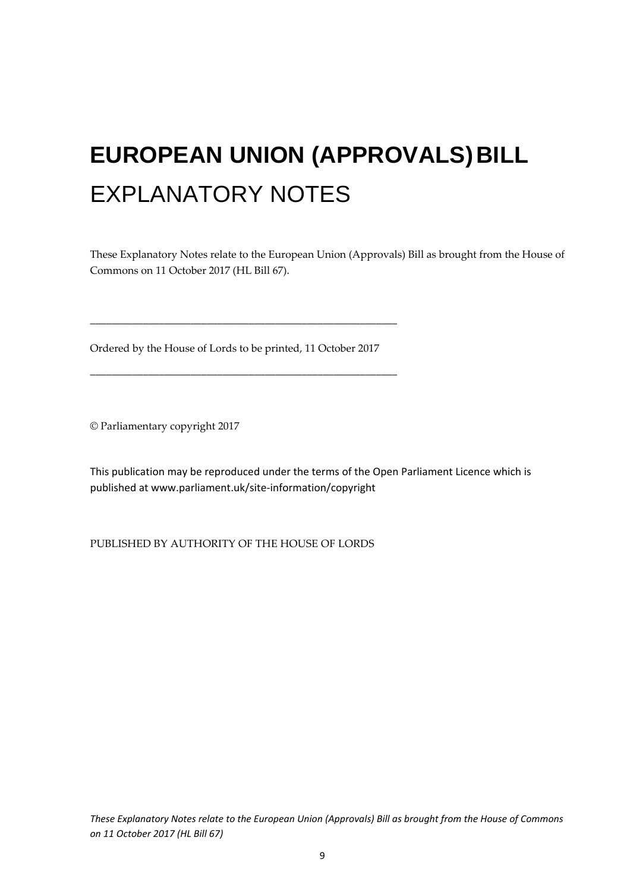# EUROPEAN UNION (APPROVALS) BILL

## EXPLANATORY NOTES

These Explanatory Notes relate to the European Union (Approvals) Bill as brought from the House of Commons on 11 October 2017 (HL Bill 67).

---

Ordered by the House of Lords to be printed, 11 October 2017

---

© Parliamentary copyright 2017

This publication may be reproduced under the terms of the Open Parliament Licence which is published at www.parliament.uk/site-information/copyright

PUBLISHED BY AUTHORITY OF THE HOUSE OF LORDS